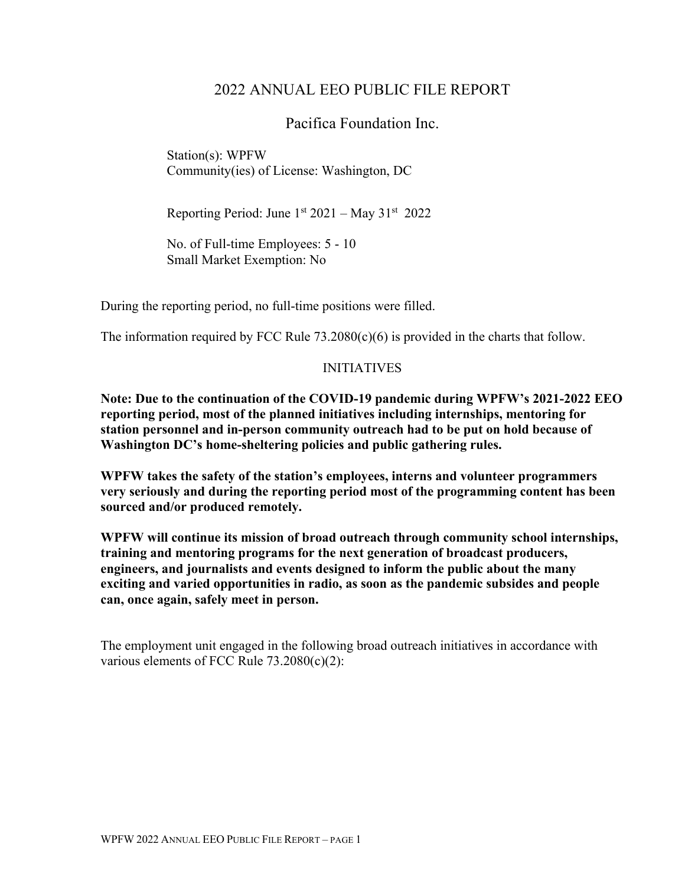# 2022 ANNUAL EEO PUBLIC FILE REPORT

## Pacifica Foundation Inc.

Station(s): WPFW
Community(ies) of License: Washington, DC

Reporting Period: June 1st 2021 – May 31st 2022

No. of Full-time Employees: 5 - 10
Small Market Exemption: No

During the reporting period, no full-time positions were filled.

The information required by FCC Rule 73.2080(c)(6) is provided in the charts that follow.

### INITIATIVES

**Note: Due to the continuation of the COVID-19 pandemic during WPFW's 2021-2022 EEO reporting period, most of the planned initiatives including internships, mentoring for station personnel and in-person community outreach had to be put on hold because of Washington DC's home-sheltering policies and public gathering rules.**

**WPFW takes the safety of the station's employees, interns and volunteer programmers very seriously and during the reporting period most of the programming content has been sourced and/or produced remotely.**

**WPFW will continue its mission of broad outreach through community school internships, training and mentoring programs for the next generation of broadcast producers, engineers, and journalists and events designed to inform the public about the many exciting and varied opportunities in radio, as soon as the pandemic subsides and people can, once again, safely meet in person.**

The employment unit engaged in the following broad outreach initiatives in accordance with various elements of FCC Rule 73.2080(c)(2):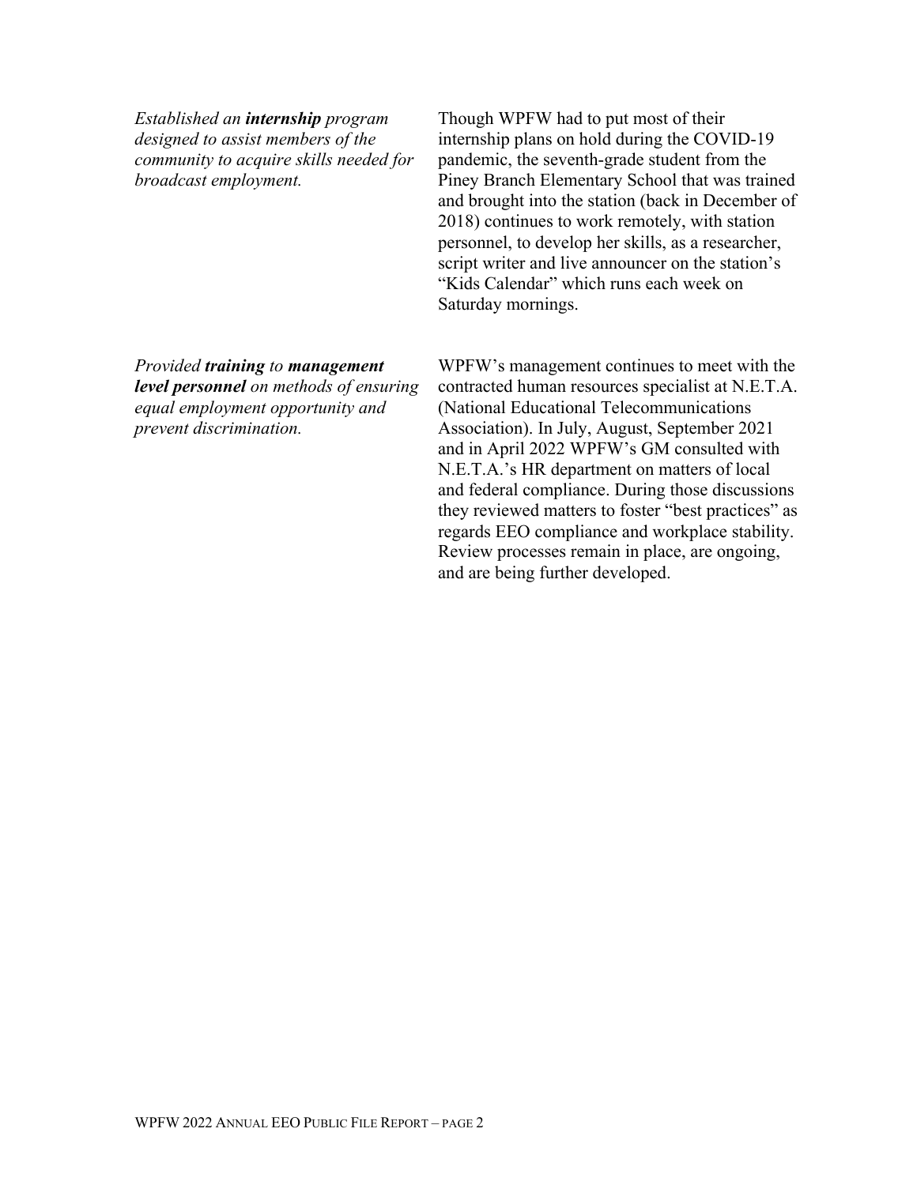| | |
|---|---|
| *Established an **internship** program designed to assist members of the community to acquire skills needed for broadcast employment.* | Though WPFW had to put most of their internship plans on hold during the COVID-19 pandemic, the seventh-grade student from the Piney Branch Elementary School that was trained and brought into the station (back in December of 2018) continues to work remotely, with station personnel, to develop her skills, as a researcher, script writer and live announcer on the station's "Kids Calendar" which runs each week on Saturday mornings. |
| *Provided **training** to **management level personnel** on methods of ensuring equal employment opportunity and prevent discrimination.* | WPFW's management continues to meet with the contracted human resources specialist at N.E.T.A. (National Educational Telecommunications Association). In July, August, September 2021 and in April 2022 WPFW's GM consulted with N.E.T.A.'s HR department on matters of local and federal compliance. During those discussions they reviewed matters to foster "best practices" as regards EEO compliance and workplace stability. Review processes remain in place, are ongoing, and are being further developed. |